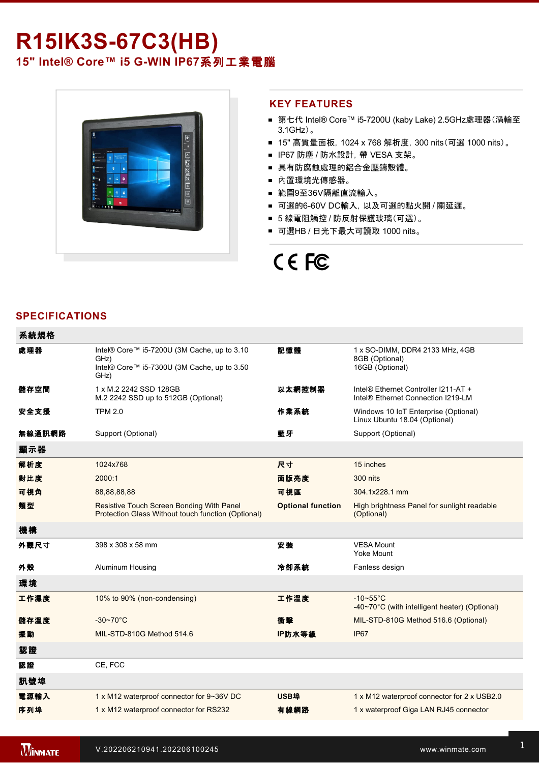# R15IK3S-67C3(HB)

## 15" Intel® Core™ i5 G-WIN IP67系列工業電腦

## KEY FEATURES

- 第七代 Intel® Core™ i5-7200U (kaby Lake) 2.5GHz處理器(渦輪至3.1GHz)。
- 15" 高質量面板，1024 x 768 解析度，300 nits(可選 1000 nits)。
- IP67 防塵 / 防水設計，帶 VESA 支架。
- 具有防腐蝕處理的鋁合金壓鑄殼體。
- 內置環境光傳感器。
- 範圍9至36V隔離直流輸入。
- 可選的6-60V DC輸入，以及可選的點火開 / 關延遲。
- 5 線電阻觸控 / 防反射保護玻璃(可選)。
- 可選HB / 日光下最大可讀取 1000 nits。

CE FC

## SPECIFICATIONS

| 系統規格 | | | |
|---|---|---|---|
| **處理器** | Intel® Core™ i5-7200U (3M Cache, up to 3.10 GHz)<br>Intel® Core™ i5-7300U (3M Cache, up to 3.50 GHz) | **記憶體** | 1 x SO-DIMM, DDR4 2133 MHz, 4GB<br>8GB (Optional)<br>16GB (Optional) |
| **儲存空間** | 1 x M.2 2242 SSD 128GB<br>M.2 2242 SSD up to 512GB (Optional) | **以太網控制器** | Intel® Ethernet Controller I211-AT +<br>Intel® Ethernet Connection I219-LM |
| **安全支援** | TPM 2.0 | **作業系統** | Windows 10 IoT Enterprise (Optional)<br>Linux Ubuntu 18.04 (Optional) |
| **無線通訊網路** | Support (Optional) | **藍牙** | Support (Optional) |
| **顯示器** | | | |
| **解析度** | 1024x768 | **尺寸** | 15 inches |
| **對比度** | 2000:1 | **面版亮度** | 300 nits |
| **可視角** | 88,88,88,88 | **可視區** | 304.1x228.1 mm |
| **類型** | Resistive Touch Screen Bonding With Panel<br>Protection Glass Without touch function (Optional) | **Optional function** | High brightness Panel for sunlight readable (Optional) |
| **機構** | | | |
| **外觀尺寸** | 398 x 308 x 58 mm | **安裝** | VESA Mount<br>Yoke Mount |
| **外殼** | Aluminum Housing | **冷卻系統** | Fanless design |
| **環境** | | | |
| **工作濕度** | 10% to 90% (non-condensing) | **工作溫度** | -10~55°C<br>-40~70°C (with intelligent heater) (Optional) |
| **儲存溫度** | -30~70°C | **衝擊** | MIL-STD-810G Method 516.6 (Optional) |
| **振動** | MIL-STD-810G Method 514.6 | **IP防水等級** | IP67 |
| **認證** | | | |
| **認證** | CE, FCC | | |
| **訊號埠** | | | |
| **電源輸入** | 1 x M12 waterproof connector for 9~36V DC | **USB埠** | 1 x M12 waterproof connector for 2 x USB2.0 |
| **序列埠** | 1 x M12 waterproof connector for RS232 | **有線網路** | 1 x waterproof Giga LAN RJ45 connector |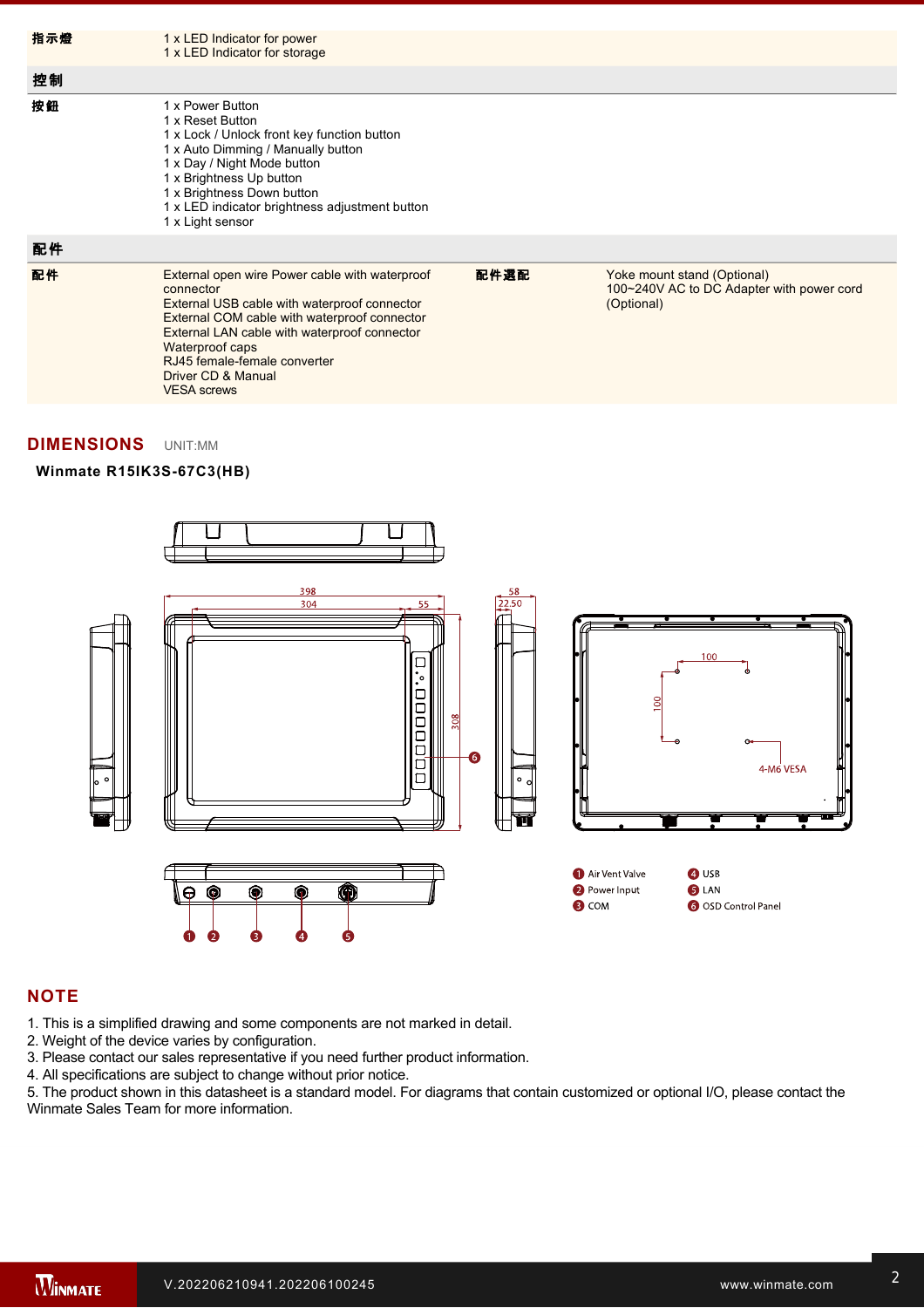| | | | |
|---|---|---|---|
| 指示燈 | 1 x LED Indicator for power<br>1 x LED Indicator for storage | | |
| **控制** | | | |
| 按鈕 | 1 x Power Button<br>1 x Reset Button<br>1 x Lock / Unlock front key function button<br>1 x Auto Dimming / Manually button<br>1 x Day / Night Mode button<br>1 x Brightness Up button<br>1 x Brightness Down button<br>1 x LED indicator brightness adjustment button<br>1 x Light sensor | | |
| **配件** | | | |
| 配件 | External open wire Power cable with waterproof connector<br>External USB cable with waterproof connector<br>External COM cable with waterproof connector<br>External LAN cable with waterproof connector<br>Waterproof caps<br>RJ45 female-female converter<br>Driver CD & Manual<br>VESA screws | 配件選配 | Yoke mount stand (Optional)<br>100~240V AC to DC Adapter with power cord (Optional) |

## DIMENSIONS UNIT:MM

**Winmate R15IK3S-67C3(HB)**

398
304
55
308
58
22.50
100
100
4-M6 VESA

1 Air Vent Valve
2 Power Input
3 COM
4 USB
5 LAN
6 OSD Control Panel

## NOTE

1. This is a simplified drawing and some components are not marked in detail.
2. Weight of the device varies by configuration.
3. Please contact our sales representative if you need further product information.
4. All specifications are subject to change without prior notice.
5. The product shown in this datasheet is a standard model. For diagrams that contain customized or optional I/O, please contact the Winmate Sales Team for more information.